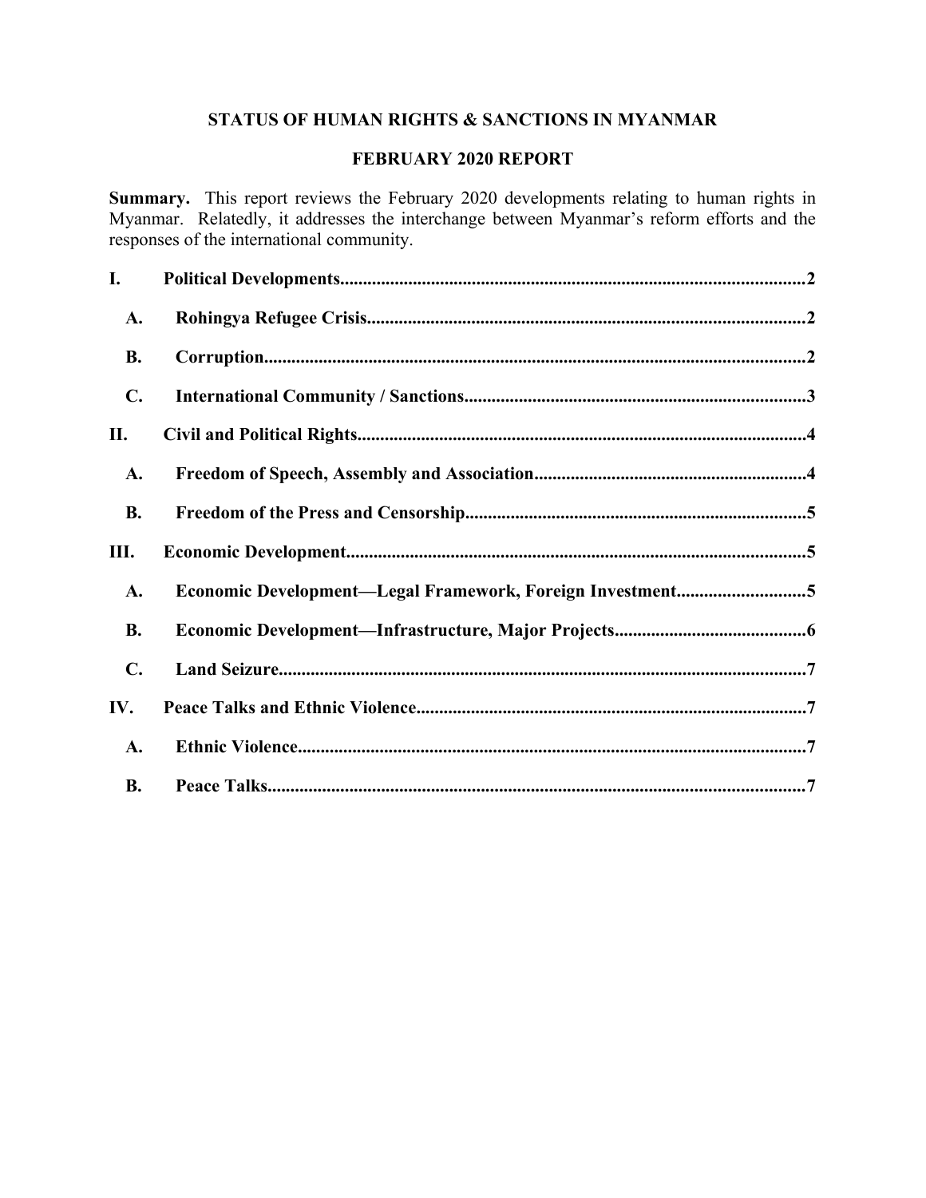# STATUS OF HUMAN RIGHTS & SANCTIONS IN MYANMAR

## FEBRUARY 2020 REPORT

**Summary.** This report reviews the February 2020 developments relating to human rights in Myanmar. Relatedly, it addresses the interchange between Myanmar's reform efforts and the responses of the international community.

**I. Political Developments** .......... 2

- **A. Rohingya Refugee Crisis** .......... 2
- **B. Corruption** .......... 2
- **C. International Community / Sanctions** .......... 3

**II. Civil and Political Rights** .......... 4

- **A. Freedom of Speech, Assembly and Association** .......... 4
- **B. Freedom of the Press and Censorship** .......... 5

**III. Economic Development** .......... 5

- **A. Economic Development—Legal Framework, Foreign Investment** .......... 5
- **B. Economic Development—Infrastructure, Major Projects** .......... 6
- **C. Land Seizure** .......... 7

**IV. Peace Talks and Ethnic Violence** .......... 7

- **A. Ethnic Violence** .......... 7
- **B. Peace Talks** .......... 7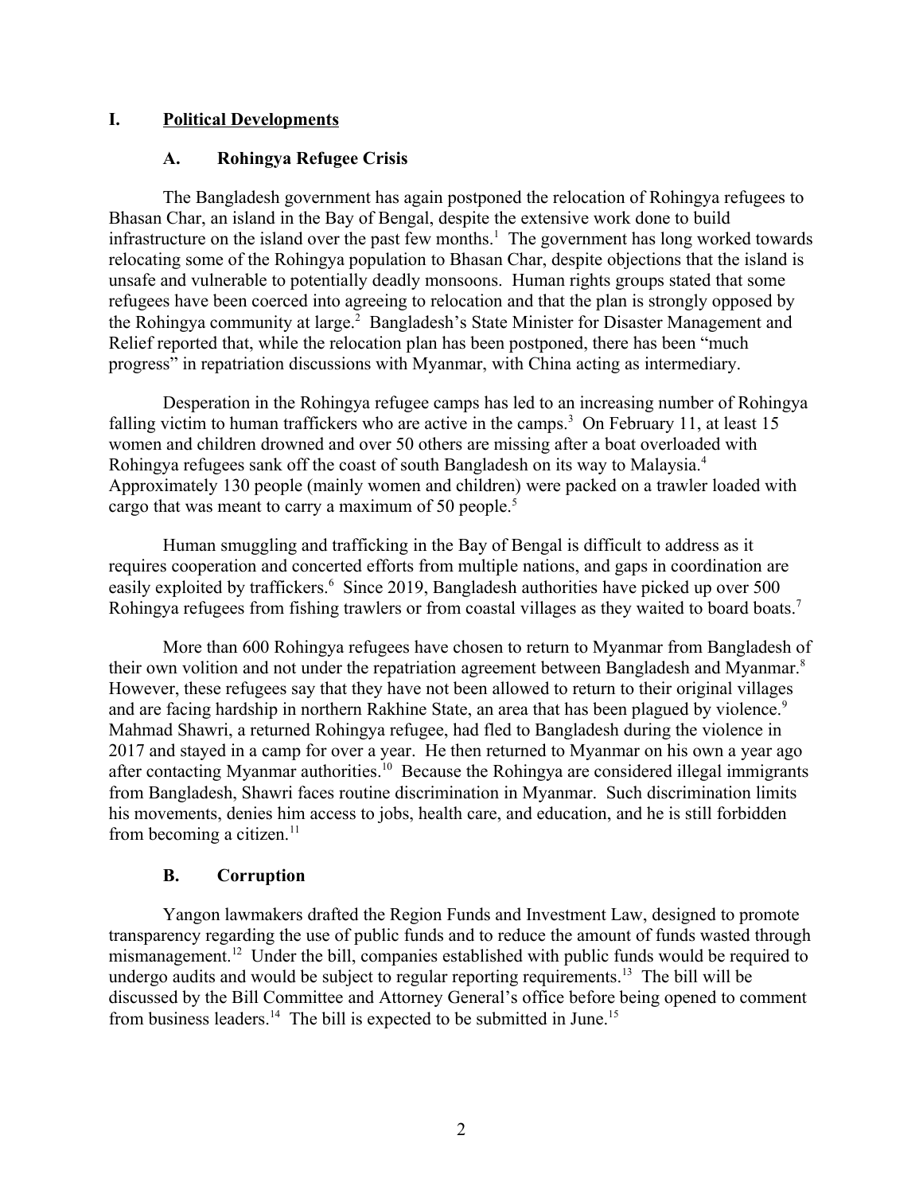# I. Political Developments

## A. Rohingya Refugee Crisis

The Bangladesh government has again postponed the relocation of Rohingya refugees to Bhasan Char, an island in the Bay of Bengal, despite the extensive work done to build infrastructure on the island over the past few months.[1] The government has long worked towards relocating some of the Rohingya population to Bhasan Char, despite objections that the island is unsafe and vulnerable to potentially deadly monsoons. Human rights groups stated that some refugees have been coerced into agreeing to relocation and that the plan is strongly opposed by the Rohingya community at large.[2] Bangladesh's State Minister for Disaster Management and Relief reported that, while the relocation plan has been postponed, there has been "much progress" in repatriation discussions with Myanmar, with China acting as intermediary.

Desperation in the Rohingya refugee camps has led to an increasing number of Rohingya falling victim to human traffickers who are active in the camps.[3] On February 11, at least 15 women and children drowned and over 50 others are missing after a boat overloaded with Rohingya refugees sank off the coast of south Bangladesh on its way to Malaysia.[4] Approximately 130 people (mainly women and children) were packed on a trawler loaded with cargo that was meant to carry a maximum of 50 people.[5]

Human smuggling and trafficking in the Bay of Bengal is difficult to address as it requires cooperation and concerted efforts from multiple nations, and gaps in coordination are easily exploited by traffickers.[6] Since 2019, Bangladesh authorities have picked up over 500 Rohingya refugees from fishing trawlers or from coastal villages as they waited to board boats.[7]

More than 600 Rohingya refugees have chosen to return to Myanmar from Bangladesh of their own volition and not under the repatriation agreement between Bangladesh and Myanmar.[8] However, these refugees say that they have not been allowed to return to their original villages and are facing hardship in northern Rakhine State, an area that has been plagued by violence.[9] Mahmad Shawri, a returned Rohingya refugee, had fled to Bangladesh during the violence in 2017 and stayed in a camp for over a year. He then returned to Myanmar on his own a year ago after contacting Myanmar authorities.[10] Because the Rohingya are considered illegal immigrants from Bangladesh, Shawri faces routine discrimination in Myanmar. Such discrimination limits his movements, denies him access to jobs, health care, and education, and he is still forbidden from becoming a citizen.[11]

## B. Corruption

Yangon lawmakers drafted the Region Funds and Investment Law, designed to promote transparency regarding the use of public funds and to reduce the amount of funds wasted through mismanagement.[12] Under the bill, companies established with public funds would be required to undergo audits and would be subject to regular reporting requirements.[13] The bill will be discussed by the Bill Committee and Attorney General's office before being opened to comment from business leaders.[14] The bill is expected to be submitted in June.[15]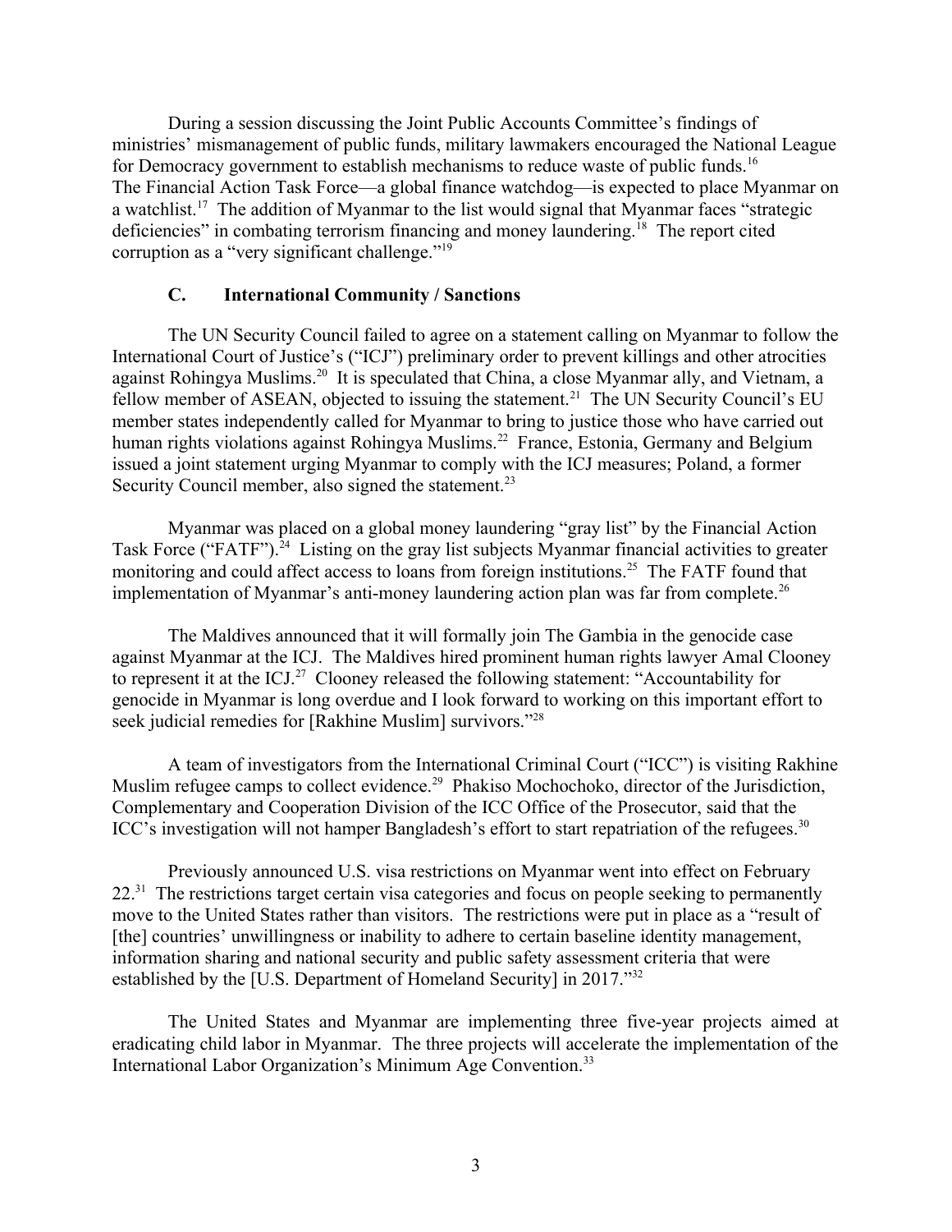During a session discussing the Joint Public Accounts Committee's findings of ministries' mismanagement of public funds, military lawmakers encouraged the National League for Democracy government to establish mechanisms to reduce waste of public funds.[16] The Financial Action Task Force—a global finance watchdog—is expected to place Myanmar on a watchlist.[17] The addition of Myanmar to the list would signal that Myanmar faces "strategic deficiencies" in combating terrorism financing and money laundering.[18] The report cited corruption as a "very significant challenge."[19]

### C. International Community / Sanctions

The UN Security Council failed to agree on a statement calling on Myanmar to follow the International Court of Justice's ("ICJ") preliminary order to prevent killings and other atrocities against Rohingya Muslims.[20] It is speculated that China, a close Myanmar ally, and Vietnam, a fellow member of ASEAN, objected to issuing the statement.[21] The UN Security Council's EU member states independently called for Myanmar to bring to justice those who have carried out human rights violations against Rohingya Muslims.[22] France, Estonia, Germany and Belgium issued a joint statement urging Myanmar to comply with the ICJ measures; Poland, a former Security Council member, also signed the statement.[23]

Myanmar was placed on a global money laundering "gray list" by the Financial Action Task Force ("FATF").[24] Listing on the gray list subjects Myanmar financial activities to greater monitoring and could affect access to loans from foreign institutions.[25] The FATF found that implementation of Myanmar's anti-money laundering action plan was far from complete.[26]

The Maldives announced that it will formally join The Gambia in the genocide case against Myanmar at the ICJ. The Maldives hired prominent human rights lawyer Amal Clooney to represent it at the ICJ.[27] Clooney released the following statement: "Accountability for genocide in Myanmar is long overdue and I look forward to working on this important effort to seek judicial remedies for [Rakhine Muslim] survivors."[28]

A team of investigators from the International Criminal Court ("ICC") is visiting Rakhine Muslim refugee camps to collect evidence.[29] Phakiso Mochochoko, director of the Jurisdiction, Complementary and Cooperation Division of the ICC Office of the Prosecutor, said that the ICC's investigation will not hamper Bangladesh's effort to start repatriation of the refugees.[30]

Previously announced U.S. visa restrictions on Myanmar went into effect on February 22.[31] The restrictions target certain visa categories and focus on people seeking to permanently move to the United States rather than visitors. The restrictions were put in place as a "result of [the] countries' unwillingness or inability to adhere to certain baseline identity management, information sharing and national security and public safety assessment criteria that were established by the [U.S. Department of Homeland Security] in 2017."[32]

The United States and Myanmar are implementing three five-year projects aimed at eradicating child labor in Myanmar. The three projects will accelerate the implementation of the International Labor Organization's Minimum Age Convention.[33]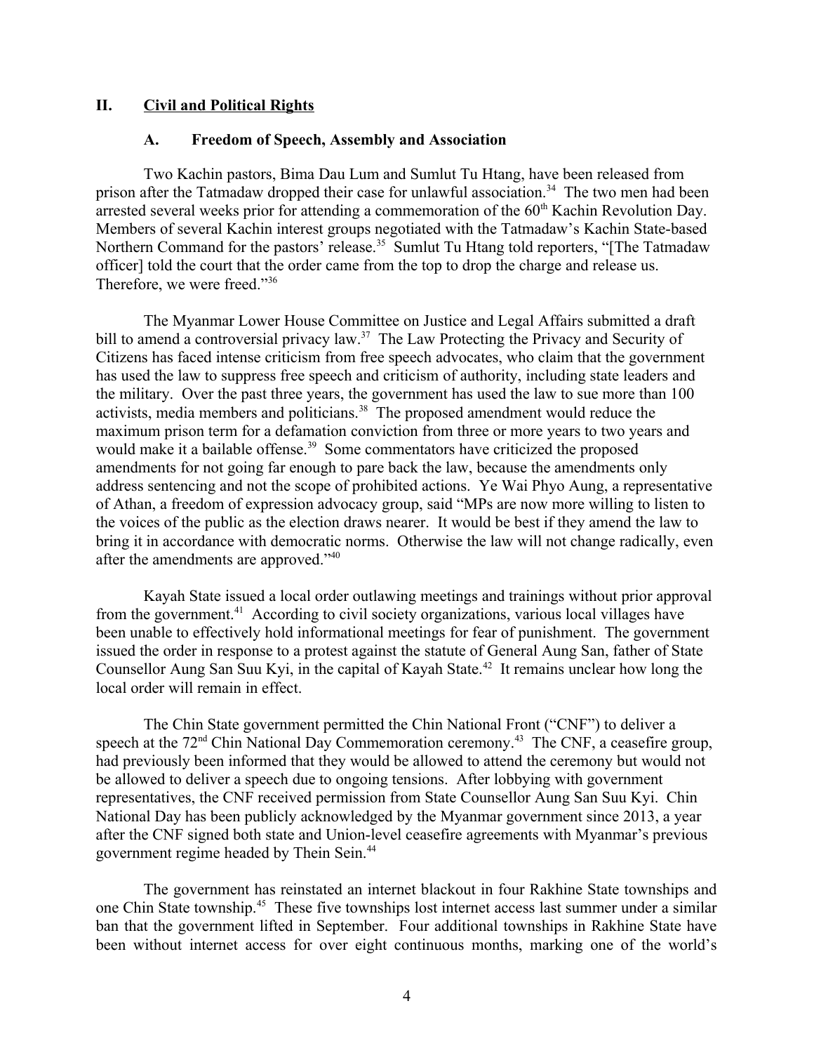## II. Civil and Political Rights

### A. Freedom of Speech, Assembly and Association

Two Kachin pastors, Bima Dau Lum and Sumlut Tu Htang, have been released from prison after the Tatmadaw dropped their case for unlawful association.[34] The two men had been arrested several weeks prior for attending a commemoration of the 60th Kachin Revolution Day. Members of several Kachin interest groups negotiated with the Tatmadaw's Kachin State-based Northern Command for the pastors' release.[35] Sumlut Tu Htang told reporters, "[The Tatmadaw officer] told the court that the order came from the top to drop the charge and release us. Therefore, we were freed."[36]

The Myanmar Lower House Committee on Justice and Legal Affairs submitted a draft bill to amend a controversial privacy law.[37] The Law Protecting the Privacy and Security of Citizens has faced intense criticism from free speech advocates, who claim that the government has used the law to suppress free speech and criticism of authority, including state leaders and the military. Over the past three years, the government has used the law to sue more than 100 activists, media members and politicians.[38] The proposed amendment would reduce the maximum prison term for a defamation conviction from three or more years to two years and would make it a bailable offense.[39] Some commentators have criticized the proposed amendments for not going far enough to pare back the law, because the amendments only address sentencing and not the scope of prohibited actions. Ye Wai Phyo Aung, a representative of Athan, a freedom of expression advocacy group, said "MPs are now more willing to listen to the voices of the public as the election draws nearer. It would be best if they amend the law to bring it in accordance with democratic norms. Otherwise the law will not change radically, even after the amendments are approved."[40]

Kayah State issued a local order outlawing meetings and trainings without prior approval from the government.[41] According to civil society organizations, various local villages have been unable to effectively hold informational meetings for fear of punishment. The government issued the order in response to a protest against the statute of General Aung San, father of State Counsellor Aung San Suu Kyi, in the capital of Kayah State.[42] It remains unclear how long the local order will remain in effect.

The Chin State government permitted the Chin National Front ("CNF") to deliver a speech at the 72nd Chin National Day Commemoration ceremony.[43] The CNF, a ceasefire group, had previously been informed that they would be allowed to attend the ceremony but would not be allowed to deliver a speech due to ongoing tensions. After lobbying with government representatives, the CNF received permission from State Counsellor Aung San Suu Kyi. Chin National Day has been publicly acknowledged by the Myanmar government since 2013, a year after the CNF signed both state and Union-level ceasefire agreements with Myanmar's previous government regime headed by Thein Sein.[44]

The government has reinstated an internet blackout in four Rakhine State townships and one Chin State township.[45] These five townships lost internet access last summer under a similar ban that the government lifted in September. Four additional townships in Rakhine State have been without internet access for over eight continuous months, marking one of the world's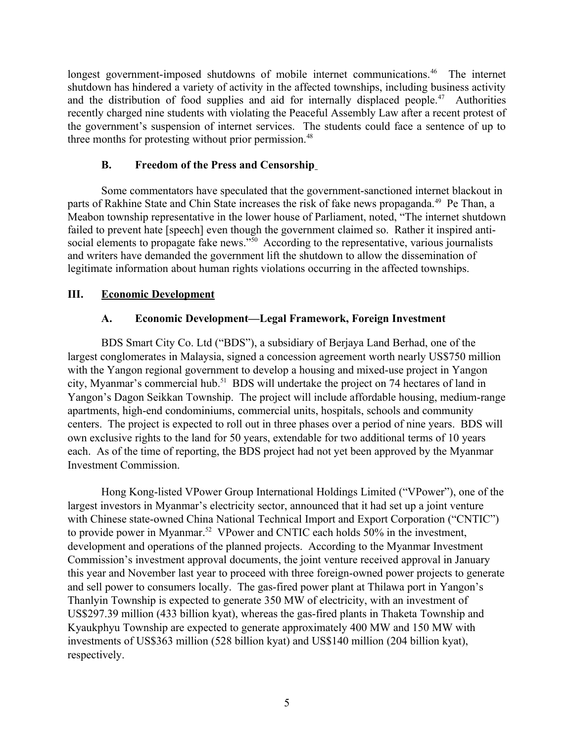longest government-imposed shutdowns of mobile internet communications.[46] The internet shutdown has hindered a variety of activity in the affected townships, including business activity and the distribution of food supplies and aid for internally displaced people.[47] Authorities recently charged nine students with violating the Peaceful Assembly Law after a recent protest of the government's suspension of internet services. The students could face a sentence of up to three months for protesting without prior permission.[48]

### B. Freedom of the Press and Censorship

Some commentators have speculated that the government-sanctioned internet blackout in parts of Rakhine State and Chin State increases the risk of fake news propaganda.[49] Pe Than, a Meabon township representative in the lower house of Parliament, noted, "The internet shutdown failed to prevent hate [speech] even though the government claimed so. Rather it inspired anti-social elements to propagate fake news."[50] According to the representative, various journalists and writers have demanded the government lift the shutdown to allow the dissemination of legitimate information about human rights violations occurring in the affected townships.

## III. Economic Development

### A. Economic Development—Legal Framework, Foreign Investment

BDS Smart City Co. Ltd ("BDS"), a subsidiary of Berjaya Land Berhad, one of the largest conglomerates in Malaysia, signed a concession agreement worth nearly US$750 million with the Yangon regional government to develop a housing and mixed-use project in Yangon city, Myanmar's commercial hub.[51] BDS will undertake the project on 74 hectares of land in Yangon's Dagon Seikkan Township. The project will include affordable housing, medium-range apartments, high-end condominiums, commercial units, hospitals, schools and community centers. The project is expected to roll out in three phases over a period of nine years. BDS will own exclusive rights to the land for 50 years, extendable for two additional terms of 10 years each. As of the time of reporting, the BDS project had not yet been approved by the Myanmar Investment Commission.

Hong Kong-listed VPower Group International Holdings Limited ("VPower"), one of the largest investors in Myanmar's electricity sector, announced that it had set up a joint venture with Chinese state-owned China National Technical Import and Export Corporation ("CNTIC") to provide power in Myanmar.[52] VPower and CNTIC each holds 50% in the investment, development and operations of the planned projects. According to the Myanmar Investment Commission's investment approval documents, the joint venture received approval in January this year and November last year to proceed with three foreign-owned power projects to generate and sell power to consumers locally. The gas-fired power plant at Thilawa port in Yangon's Thanlyin Township is expected to generate 350 MW of electricity, with an investment of US$297.39 million (433 billion kyat), whereas the gas-fired plants in Thaketa Township and Kyaukphyu Township are expected to generate approximately 400 MW and 150 MW with investments of US$363 million (528 billion kyat) and US$140 million (204 billion kyat), respectively.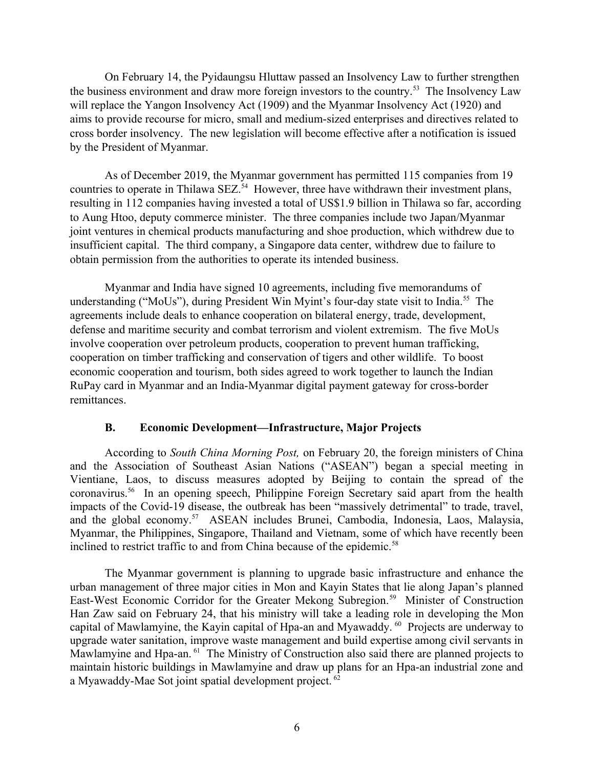On February 14, the Pyidaungsu Hluttaw passed an Insolvency Law to further strengthen the business environment and draw more foreign investors to the country.[53] The Insolvency Law will replace the Yangon Insolvency Act (1909) and the Myanmar Insolvency Act (1920) and aims to provide recourse for micro, small and medium-sized enterprises and directives related to cross border insolvency. The new legislation will become effective after a notification is issued by the President of Myanmar.

As of December 2019, the Myanmar government has permitted 115 companies from 19 countries to operate in Thilawa SEZ.[54] However, three have withdrawn their investment plans, resulting in 112 companies having invested a total of US$1.9 billion in Thilawa so far, according to Aung Htoo, deputy commerce minister. The three companies include two Japan/Myanmar joint ventures in chemical products manufacturing and shoe production, which withdrew due to insufficient capital. The third company, a Singapore data center, withdrew due to failure to obtain permission from the authorities to operate its intended business.

Myanmar and India have signed 10 agreements, including five memorandums of understanding ("MoUs"), during President Win Myint's four-day state visit to India.[55] The agreements include deals to enhance cooperation on bilateral energy, trade, development, defense and maritime security and combat terrorism and violent extremism. The five MoUs involve cooperation over petroleum products, cooperation to prevent human trafficking, cooperation on timber trafficking and conservation of tigers and other wildlife. To boost economic cooperation and tourism, both sides agreed to work together to launch the Indian RuPay card in Myanmar and an India-Myanmar digital payment gateway for cross-border remittances.

### B. Economic Development—Infrastructure, Major Projects

According to *South China Morning Post,* on February 20, the foreign ministers of China and the Association of Southeast Asian Nations ("ASEAN") began a special meeting in Vientiane, Laos, to discuss measures adopted by Beijing to contain the spread of the coronavirus.[56] In an opening speech, Philippine Foreign Secretary said apart from the health impacts of the Covid-19 disease, the outbreak has been "massively detrimental" to trade, travel, and the global economy.[57] ASEAN includes Brunei, Cambodia, Indonesia, Laos, Malaysia, Myanmar, the Philippines, Singapore, Thailand and Vietnam, some of which have recently been inclined to restrict traffic to and from China because of the epidemic.[58]

The Myanmar government is planning to upgrade basic infrastructure and enhance the urban management of three major cities in Mon and Kayin States that lie along Japan's planned East-West Economic Corridor for the Greater Mekong Subregion.[59] Minister of Construction Han Zaw said on February 24, that his ministry will take a leading role in developing the Mon capital of Mawlamyine, the Kayin capital of Hpa-an and Myawaddy.[60] Projects are underway to upgrade water sanitation, improve waste management and build expertise among civil servants in Mawlamyine and Hpa-an.[61] The Ministry of Construction also said there are planned projects to maintain historic buildings in Mawlamyine and draw up plans for an Hpa-an industrial zone and a Myawaddy-Mae Sot joint spatial development project.[62]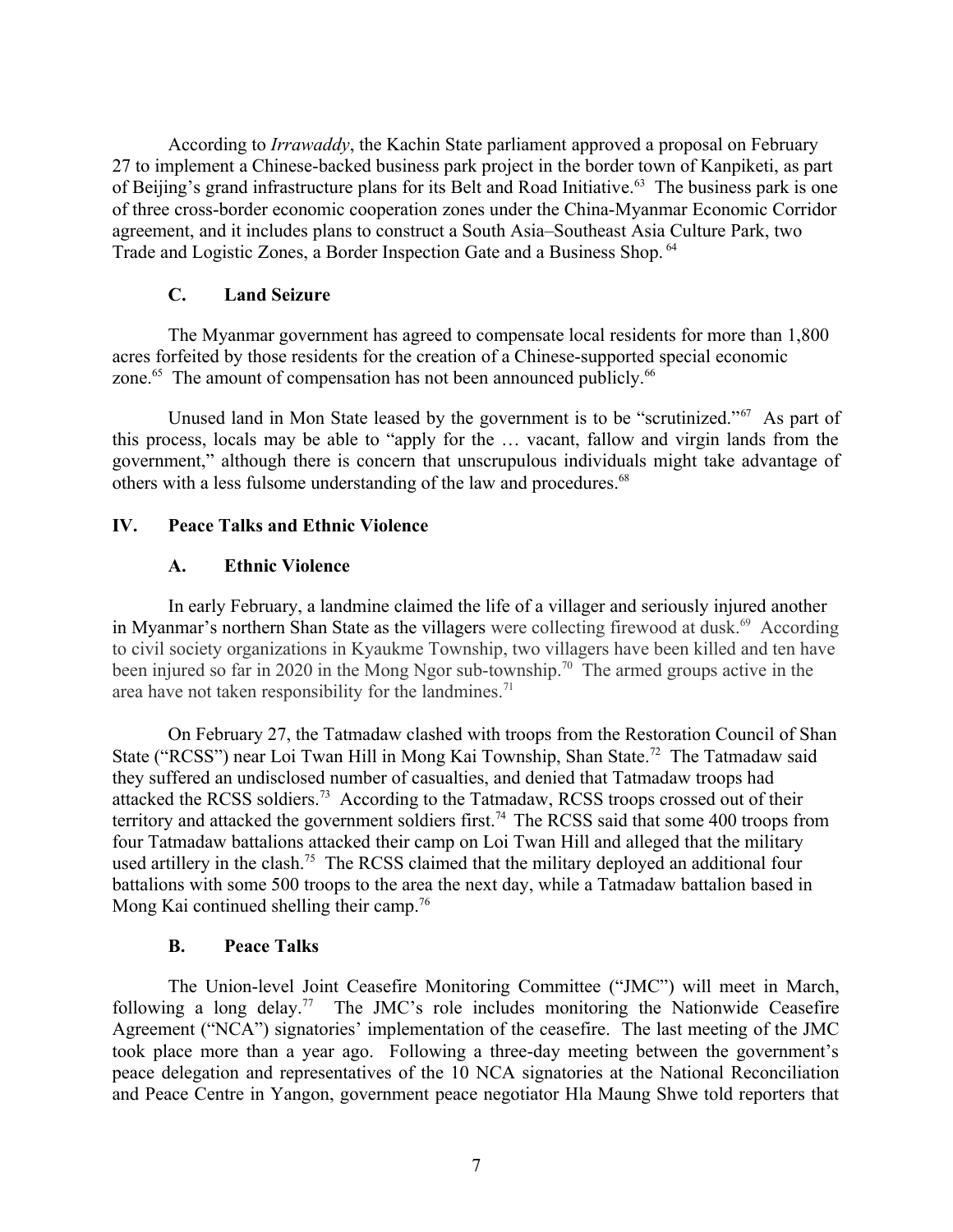According to *Irrawaddy*, the Kachin State parliament approved a proposal on February 27 to implement a Chinese-backed business park project in the border town of Kanpiketi, as part of Beijing's grand infrastructure plans for its Belt and Road Initiative.[63] The business park is one of three cross-border economic cooperation zones under the China-Myanmar Economic Corridor agreement, and it includes plans to construct a South Asia–Southeast Asia Culture Park, two Trade and Logistic Zones, a Border Inspection Gate and a Business Shop.[64]

### C. Land Seizure

The Myanmar government has agreed to compensate local residents for more than 1,800 acres forfeited by those residents for the creation of a Chinese-supported special economic zone.[65] The amount of compensation has not been announced publicly.[66]

Unused land in Mon State leased by the government is to be "scrutinized."[67] As part of this process, locals may be able to "apply for the … vacant, fallow and virgin lands from the government," although there is concern that unscrupulous individuals might take advantage of others with a less fulsome understanding of the law and procedures.[68]

## IV. Peace Talks and Ethnic Violence

### A. Ethnic Violence

In early February, a landmine claimed the life of a villager and seriously injured another in Myanmar's northern Shan State as the villagers were collecting firewood at dusk.[69] According to civil society organizations in Kyaukme Township, two villagers have been killed and ten have been injured so far in 2020 in the Mong Ngor sub-township.[70] The armed groups active in the area have not taken responsibility for the landmines.[71]

On February 27, the Tatmadaw clashed with troops from the Restoration Council of Shan State ("RCSS") near Loi Twan Hill in Mong Kai Township, Shan State.[72] The Tatmadaw said they suffered an undisclosed number of casualties, and denied that Tatmadaw troops had attacked the RCSS soldiers.[73] According to the Tatmadaw, RCSS troops crossed out of their territory and attacked the government soldiers first.[74] The RCSS said that some 400 troops from four Tatmadaw battalions attacked their camp on Loi Twan Hill and alleged that the military used artillery in the clash.[75] The RCSS claimed that the military deployed an additional four battalions with some 500 troops to the area the next day, while a Tatmadaw battalion based in Mong Kai continued shelling their camp.[76]

### B. Peace Talks

The Union-level Joint Ceasefire Monitoring Committee ("JMC") will meet in March, following a long delay.[77] The JMC's role includes monitoring the Nationwide Ceasefire Agreement ("NCA") signatories' implementation of the ceasefire. The last meeting of the JMC took place more than a year ago. Following a three-day meeting between the government's peace delegation and representatives of the 10 NCA signatories at the National Reconciliation and Peace Centre in Yangon, government peace negotiator Hla Maung Shwe told reporters that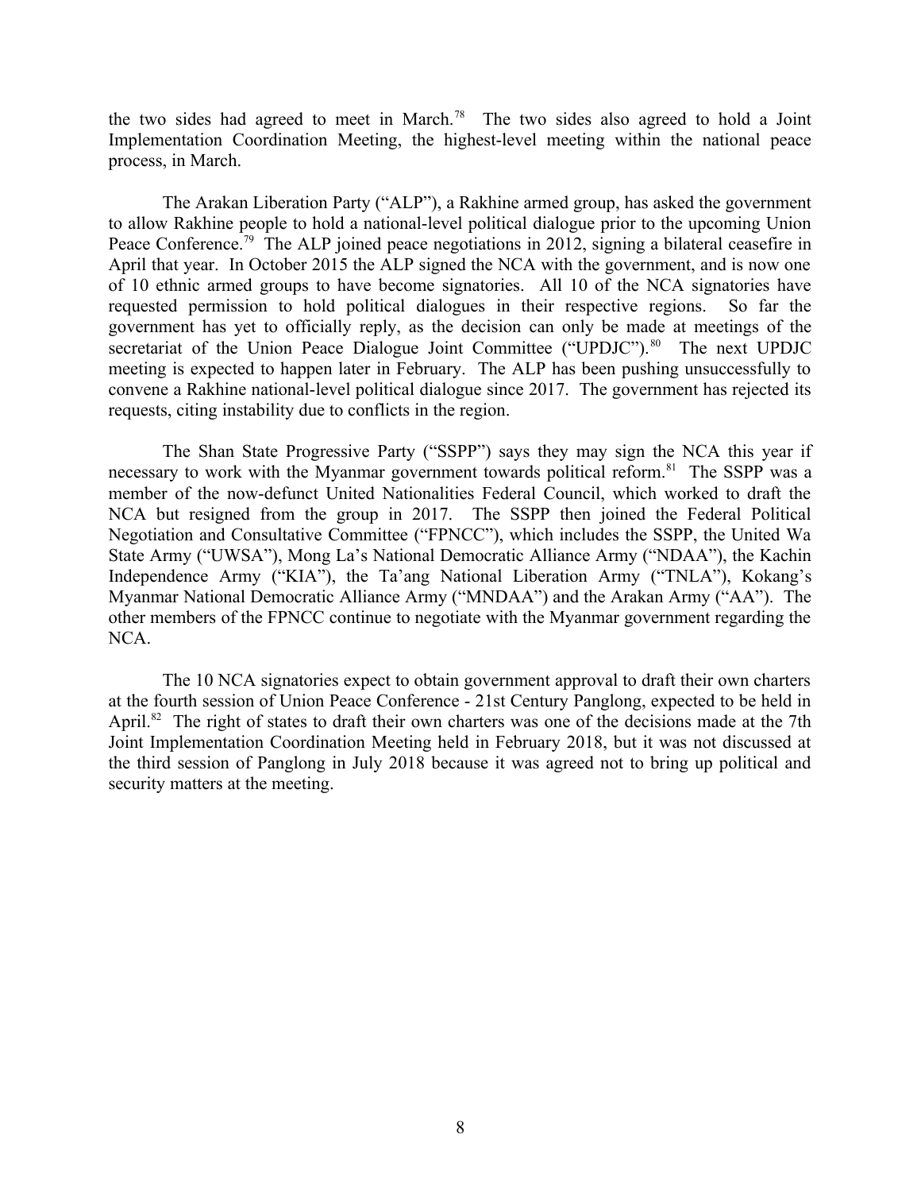the two sides had agreed to meet in March.[78] The two sides also agreed to hold a Joint Implementation Coordination Meeting, the highest-level meeting within the national peace process, in March.

The Arakan Liberation Party ("ALP"), a Rakhine armed group, has asked the government to allow Rakhine people to hold a national-level political dialogue prior to the upcoming Union Peace Conference.[79] The ALP joined peace negotiations in 2012, signing a bilateral ceasefire in April that year. In October 2015 the ALP signed the NCA with the government, and is now one of 10 ethnic armed groups to have become signatories. All 10 of the NCA signatories have requested permission to hold political dialogues in their respective regions. So far the government has yet to officially reply, as the decision can only be made at meetings of the secretariat of the Union Peace Dialogue Joint Committee ("UPDJC").[80] The next UPDJC meeting is expected to happen later in February. The ALP has been pushing unsuccessfully to convene a Rakhine national-level political dialogue since 2017. The government has rejected its requests, citing instability due to conflicts in the region.

The Shan State Progressive Party ("SSPP") says they may sign the NCA this year if necessary to work with the Myanmar government towards political reform.[81] The SSPP was a member of the now-defunct United Nationalities Federal Council, which worked to draft the NCA but resigned from the group in 2017. The SSPP then joined the Federal Political Negotiation and Consultative Committee ("FPNCC"), which includes the SSPP, the United Wa State Army ("UWSA"), Mong La's National Democratic Alliance Army ("NDAA"), the Kachin Independence Army ("KIA"), the Ta'ang National Liberation Army ("TNLA"), Kokang's Myanmar National Democratic Alliance Army ("MNDAA") and the Arakan Army ("AA"). The other members of the FPNCC continue to negotiate with the Myanmar government regarding the NCA.

The 10 NCA signatories expect to obtain government approval to draft their own charters at the fourth session of Union Peace Conference - 21st Century Panglong, expected to be held in April.[82] The right of states to draft their own charters was one of the decisions made at the 7th Joint Implementation Coordination Meeting held in February 2018, but it was not discussed at the third session of Panglong in July 2018 because it was agreed not to bring up political and security matters at the meeting.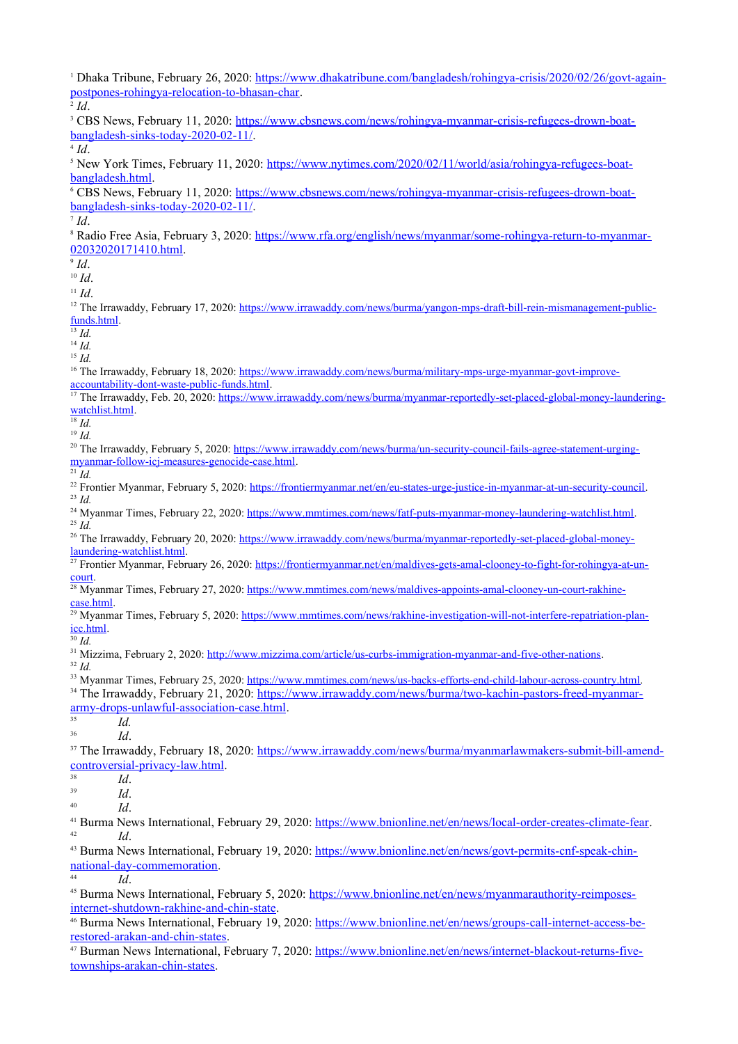[1] Dhaka Tribune, February 26, 2020: https://www.dhakatribune.com/bangladesh/rohingya-crisis/2020/02/26/govt-again-postpones-rohingya-relocation-to-bhasan-char.

[2] *Id*.

[3] CBS News, February 11, 2020: https://www.cbsnews.com/news/rohingya-myanmar-crisis-refugees-drown-boat-bangladesh-sinks-today-2020-02-11/.

[4] *Id*.

[5] New York Times, February 11, 2020: https://www.nytimes.com/2020/02/11/world/asia/rohingya-refugees-boat-bangladesh.html.

[6] CBS News, February 11, 2020: https://www.cbsnews.com/news/rohingya-myanmar-crisis-refugees-drown-boat-bangladesh-sinks-today-2020-02-11/.

[7] *Id*.

[8] Radio Free Asia, February 3, 2020: https://www.rfa.org/english/news/myanmar/some-rohingya-return-to-myanmar-02032020171410.html.

[9] *Id*.

[10] *Id*.

[11] *Id*.

[12] The Irrawaddy, February 17, 2020: https://www.irrawaddy.com/news/burma/yangon-mps-draft-bill-rein-mismanagement-public-funds.html.

[13] *Id.*

[14] *Id.*

[15] *Id.*

[16] The Irrawaddy, February 18, 2020: https://www.irrawaddy.com/news/burma/military-mps-urge-myanmar-govt-improve-accountability-dont-waste-public-funds.html.

[17] The Irrawaddy, Feb. 20, 2020: https://www.irrawaddy.com/news/burma/myanmar-reportedly-set-placed-global-money-laundering-watchlist.html.

[18] *Id.*

[19] *Id.*

[20] The Irrawaddy, February 5, 2020: https://www.irrawaddy.com/news/burma/un-security-council-fails-agree-statement-urging-myanmar-follow-icj-measures-genocide-case.html.

[21] *Id.*

[22] Frontier Myanmar, February 5, 2020: https://frontiermyanmar.net/en/eu-states-urge-justice-in-myanmar-at-un-security-council.

[23] *Id.*

[24] Myanmar Times, February 22, 2020: https://www.mmtimes.com/news/fatf-puts-myanmar-money-laundering-watchlist.html.

[25] *Id.*

[26] The Irrawaddy, February 20, 2020: https://www.irrawaddy.com/news/burma/myanmar-reportedly-set-placed-global-money-laundering-watchlist.html.

[27] Frontier Myanmar, February 26, 2020: https://frontiermyanmar.net/en/maldives-gets-amal-clooney-to-fight-for-rohingya-at-un-court.

[28] Myanmar Times, February 27, 2020: https://www.mmtimes.com/news/maldives-appoints-amal-clooney-un-court-rakhine-case.html.

[29] Myanmar Times, February 5, 2020: https://www.mmtimes.com/news/rakhine-investigation-will-not-interfere-repatriation-plan-icc.html.

[30] *Id.*

[31] Mizzima, February 2, 2020: http://www.mizzima.com/article/us-curbs-immigration-myanmar-and-five-other-nations.

[32] *Id.*

[33] Myanmar Times, February 25, 2020: https://www.mmtimes.com/news/us-backs-efforts-end-child-labour-across-country.html.

[34] The Irrawaddy, February 21, 2020: https://www.irrawaddy.com/news/burma/two-kachin-pastors-freed-myanmar-army-drops-unlawful-association-case.html.

[35] *Id.*

[36] *Id.*

[37] The Irrawaddy, February 18, 2020: https://www.irrawaddy.com/news/burma/myanmarlawmakers-submit-bill-amend-controversial-privacy-law.html.

[38] *Id*.

[39] *Id*.

[40] *Id*.

[41] Burma News International, February 29, 2020: https://www.bnionline.net/en/news/local-order-creates-climate-fear.

[42] *Id*.

[43] Burma News International, February 19, 2020: https://www.bnionline.net/en/news/govt-permits-cnf-speak-chin-national-day-commemoration.

[44] *Id*.

[45] Burma News International, February 5, 2020: https://www.bnionline.net/en/news/myanmarauthority-reimposes-internet-shutdown-rakhine-and-chin-state.

[46] Burma News International, February 19, 2020: https://www.bnionline.net/en/news/groups-call-internet-access-be-restored-arakan-and-chin-states.

[47] Burman News International, February 7, 2020: https://www.bnionline.net/en/news/internet-blackout-returns-five-townships-arakan-chin-states.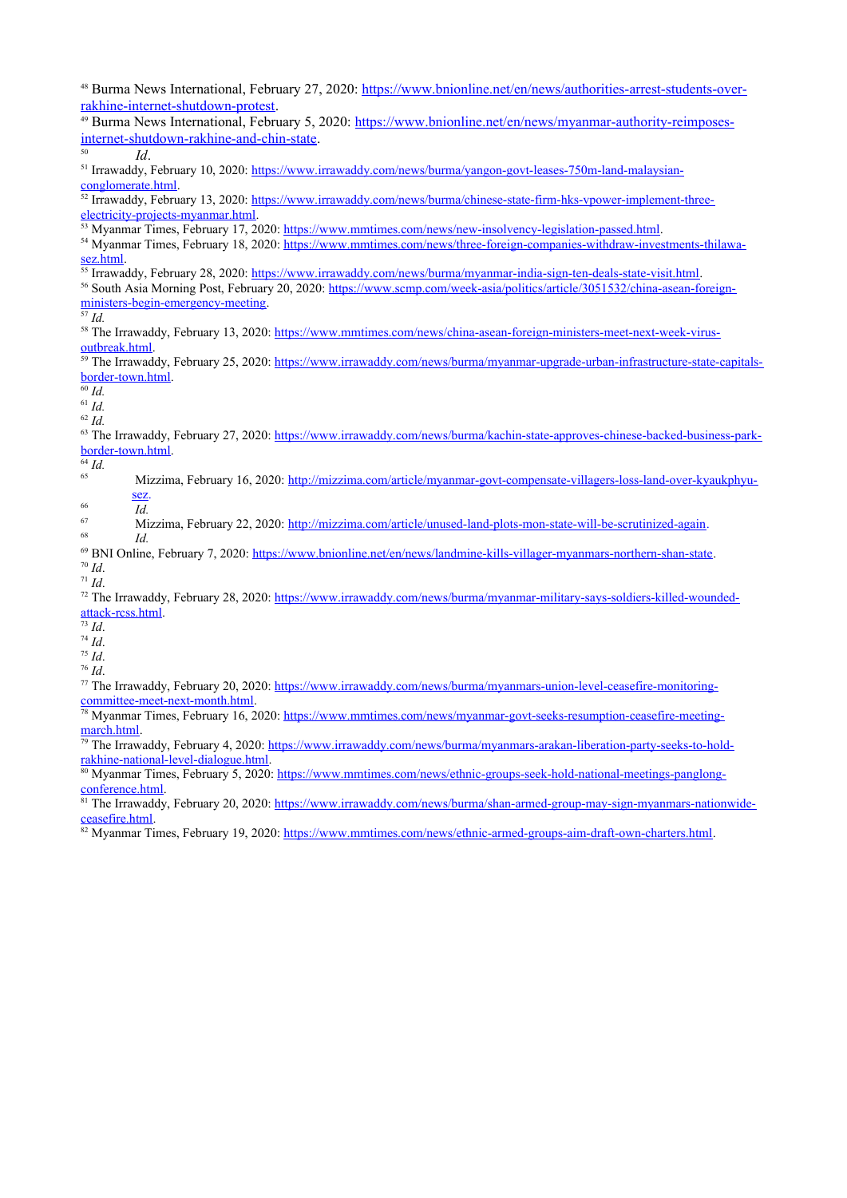[48] Burma News International, February 27, 2020: https://www.bnionline.net/en/news/authorities-arrest-students-over-rakhine-internet-shutdown-protest.

[49] Burma News International, February 5, 2020: https://www.bnionline.net/en/news/myanmar-authority-reimposes-internet-shutdown-rakhine-and-chin-state.

[50] *Id*.

[51] Irrawaddy, February 10, 2020: https://www.irrawaddy.com/news/burma/yangon-govt-leases-750m-land-malaysian-conglomerate.html.

[52] Irrawaddy, February 13, 2020: https://www.irrawaddy.com/news/burma/chinese-state-firm-hks-vpower-implement-three-electricity-projects-myanmar.html.

[53] Myanmar Times, February 17, 2020: https://www.mmtimes.com/news/new-insolvency-legislation-passed.html.

[54] Myanmar Times, February 18, 2020: https://www.mmtimes.com/news/three-foreign-companies-withdraw-investments-thilawa-sez.html.

[55] Irrawaddy, February 28, 2020: https://www.irrawaddy.com/news/burma/myanmar-india-sign-ten-deals-state-visit.html.

[56] South Asia Morning Post, February 20, 2020: https://www.scmp.com/week-asia/politics/article/3051532/china-asean-foreign-ministers-begin-emergency-meeting.

[57] *Id.*

[58] The Irrawaddy, February 13, 2020: https://www.mmtimes.com/news/china-asean-foreign-ministers-meet-next-week-virus-outbreak.html.

[59] The Irrawaddy, February 25, 2020: https://www.irrawaddy.com/news/burma/myanmar-upgrade-urban-infrastructure-state-capitals-border-town.html.

[60] *Id.*

[61] *Id.*

[62] *Id.*

[63] The Irrawaddy, February 27, 2020: https://www.irrawaddy.com/news/burma/kachin-state-approves-chinese-backed-business-park-border-town.html.

[64] *Id.*

[65] Mizzima, February 16, 2020: http://mizzima.com/article/myanmar-govt-compensate-villagers-loss-land-over-kyaukphyu-sez.

[66] *Id.*

[67] Mizzima, February 22, 2020: http://mizzima.com/article/unused-land-plots-mon-state-will-be-scrutinized-again.

[68] *Id.*

[69] BNI Online, February 7, 2020: https://www.bnionline.net/en/news/landmine-kills-villager-myanmars-northern-shan-state.

[70] *Id*.

[71] *Id*.

[72] The Irrawaddy, February 28, 2020: https://www.irrawaddy.com/news/burma/myanmar-military-says-soldiers-killed-wounded-attack-rcss.html.

[73] *Id*.

[74] *Id*.

[75] *Id*.

[76] *Id*.

[77] The Irrawaddy, February 20, 2020: https://www.irrawaddy.com/news/burma/myanmars-union-level-ceasefire-monitoring-committee-meet-next-month.html.

[78] Myanmar Times, February 16, 2020: https://www.mmtimes.com/news/myanmar-govt-seeks-resumption-ceasefire-meeting-march.html.

[79] The Irrawaddy, February 4, 2020: https://www.irrawaddy.com/news/burma/myanmars-arakan-liberation-party-seeks-to-hold-rakhine-national-level-dialogue.html.

[80] Myanmar Times, February 5, 2020: https://www.mmtimes.com/news/ethnic-groups-seek-hold-national-meetings-panglong-conference.html.

[81] The Irrawaddy, February 20, 2020: https://www.irrawaddy.com/news/burma/shan-armed-group-may-sign-myanmars-nationwide-ceasefire.html.

[82] Myanmar Times, February 19, 2020: https://www.mmtimes.com/news/ethnic-armed-groups-aim-draft-own-charters.html.